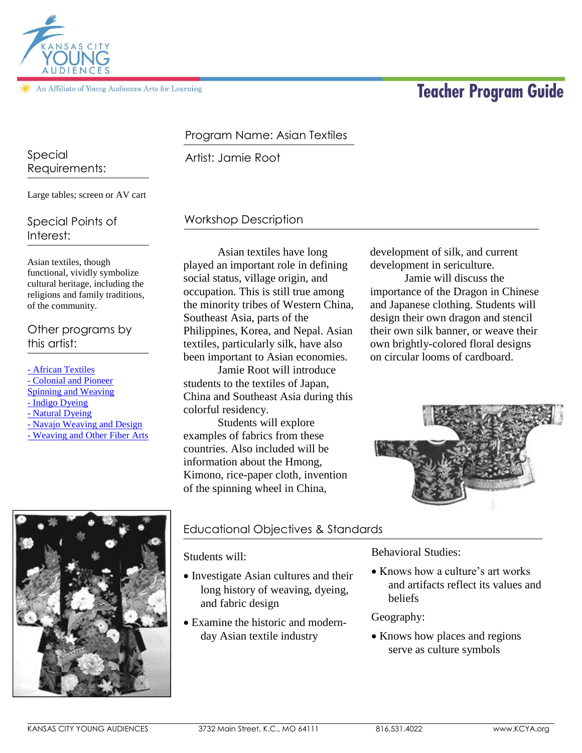Kansas City Young Audiences

An Affiliate of Young Audiences Arts for Learning

# Teacher Program Guide

## Program Name: Asian Textiles

Artist: Jamie Root

### Special Requirements:

Large tables; screen or AV cart

### Special Points of Interest:

Asian textiles, though functional, vividly symbolize cultural heritage, including the religions and family traditions, of the community.

### Other programs by this artist:

- African Textiles
- Colonial and Pioneer Spinning and Weaving
- Indigo Dyeing
- Natural Dyeing
- Navajo Weaving and Design
- Weaving and Other Fiber Arts

## Workshop Description

Asian textiles have long played an important role in defining social status, village origin, and occupation. This is still true among the minority tribes of Western China, Southeast Asia, parts of the Philippines, Korea, and Nepal. Asian textiles, particularly silk, have also been important to Asian economies.

Jamie Root will introduce students to the textiles of Japan, China and Southeast Asia during this colorful residency.

Students will explore examples of fabrics from these countries. Also included will be information about the Hmong, Kimono, rice-paper cloth, invention of the spinning wheel in China, development of silk, and current development in sericulture.

Jamie will discuss the importance of the Dragon in Chinese and Japanese clothing. Students will design their own dragon and stencil their own silk banner, or weave their own brightly-colored floral designs on circular looms of cardboard.

## Educational Objectives & Standards

Students will:

- Investigate Asian cultures and their long history of weaving, dyeing, and fabric design
- Examine the historic and modern-day Asian textile industry

Behavioral Studies:

- Knows how a culture's art works and artifacts reflect its values and beliefs

Geography:

- Knows how places and regions serve as culture symbols

KANSAS CITY YOUNG AUDIENCES | 3732 Main Street, K.C., MO 64111 | 816.531.4022 | www.KCYA.org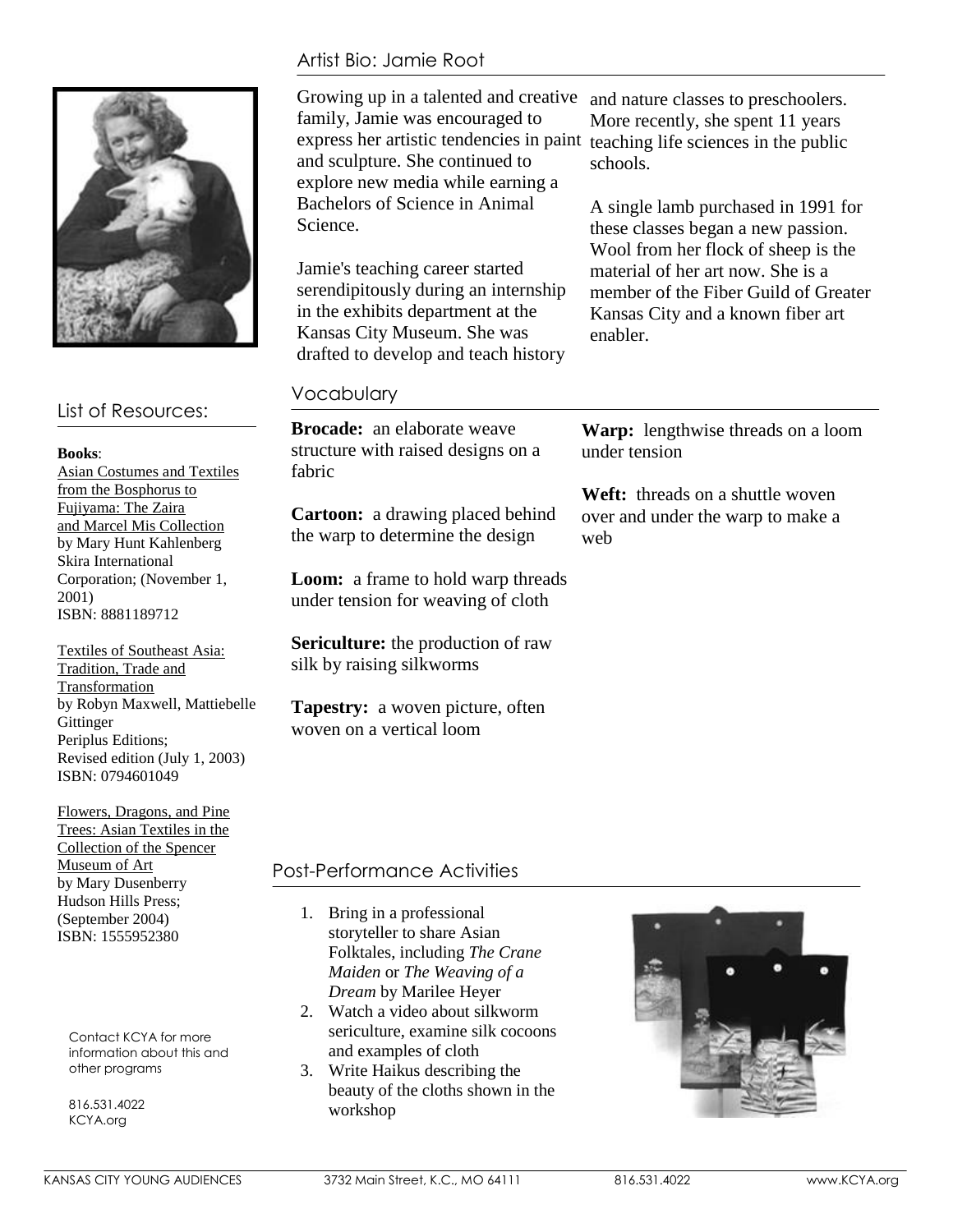## Artist Bio: Jamie Root

Growing up in a talented and creative family, Jamie was encouraged to express her artistic tendencies in paint and sculpture. She continued to explore new media while earning a Bachelors of Science in Animal Science.

Jamie's teaching career started serendipitously during an internship in the exhibits department at the Kansas City Museum. She was drafted to develop and teach history and nature classes to preschoolers. More recently, she spent 11 years teaching life sciences in the public schools.

A single lamb purchased in 1991 for these classes began a new passion. Wool from her flock of sheep is the material of her art now. She is a member of the Fiber Guild of Greater Kansas City and a known fiber art enabler.

## Vocabulary

**Brocade:** an elaborate weave structure with raised designs on a fabric

**Cartoon:** a drawing placed behind the warp to determine the design

**Loom:** a frame to hold warp threads under tension for weaving of cloth

**Sericulture:** the production of raw silk by raising silkworms

**Tapestry:** a woven picture, often woven on a vertical loom

**Warp:** lengthwise threads on a loom under tension

**Weft:** threads on a shuttle woven over and under the warp to make a web

## List of Resources:

**Books**:

Asian Costumes and Textiles from the Bosphorus to Fujiyama: The Zaira and Marcel Mis Collection
by Mary Hunt Kahlenberg
Skira International Corporation; (November 1, 2001)
ISBN: 8881189712

Textiles of Southeast Asia: Tradition, Trade and Transformation
by Robyn Maxwell, Mattiebelle Gittinger
Periplus Editions;
Revised edition (July 1, 2003)
ISBN: 0794601049

Flowers, Dragons, and Pine Trees: Asian Textiles in the Collection of the Spencer Museum of Art
by Mary Dusenberry
Hudson Hills Press;
(September 2004)
ISBN: 1555952380

Contact KCYA for more information about this and other programs

816.531.4022
KCYA.org

## Post-Performance Activities

1. Bring in a professional storyteller to share Asian Folktales, including *The Crane Maiden* or *The Weaving of a Dream* by Marilee Heyer
2. Watch a video about silkworm sericulture, examine silk cocoons and examples of cloth
3. Write Haikus describing the beauty of the cloths shown in the workshop